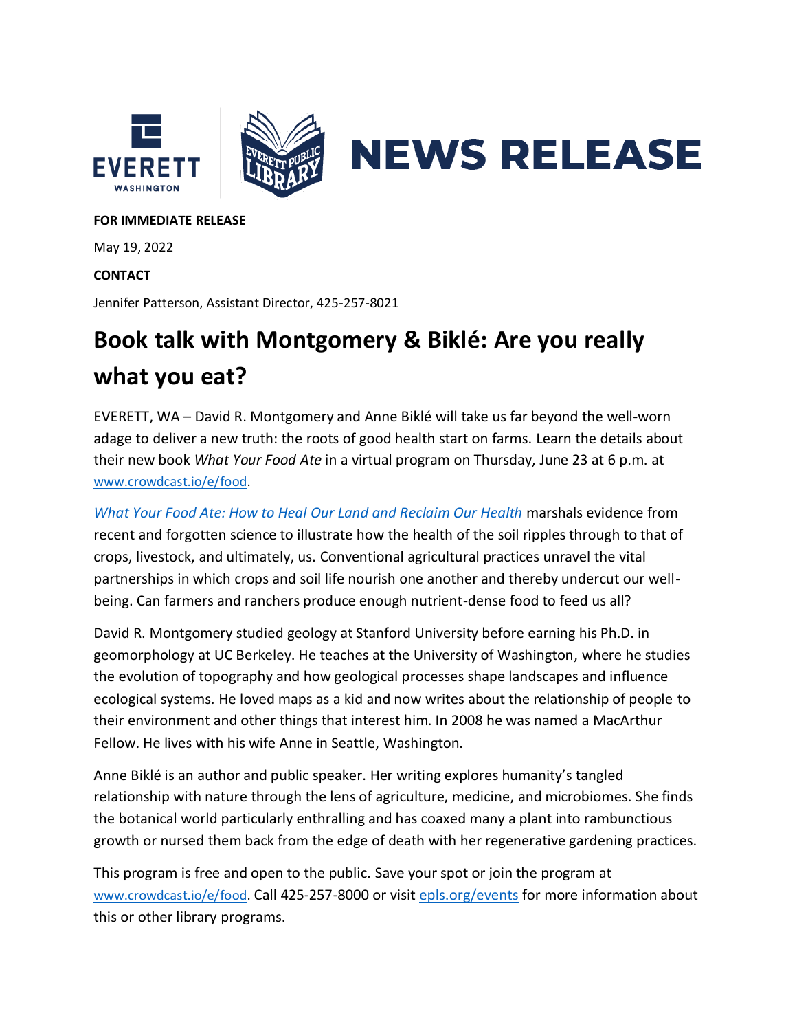# NEWS RELEASE

**FOR IMMEDIATE RELEASE**

May 19, 2022

**CONTACT**

Jennifer Patterson, Assistant Director, 425-257-8021

# Book talk with Montgomery & Biklé: Are you really what you eat?

EVERETT, WA – David R. Montgomery and Anne Biklé will take us far beyond the well-worn adage to deliver a new truth: the roots of good health start on farms. Learn the details about their new book *What Your Food Ate* in a virtual program on Thursday, June 23 at 6 p.m. at www.crowdcast.io/e/food.

*What Your Food Ate: How to Heal Our Land and Reclaim Our Health* marshals evidence from recent and forgotten science to illustrate how the health of the soil ripples through to that of crops, livestock, and ultimately, us. Conventional agricultural practices unravel the vital partnerships in which crops and soil life nourish one another and thereby undercut our well-being. Can farmers and ranchers produce enough nutrient-dense food to feed us all?

David R. Montgomery studied geology at Stanford University before earning his Ph.D. in geomorphology at UC Berkeley. He teaches at the University of Washington, where he studies the evolution of topography and how geological processes shape landscapes and influence ecological systems. He loved maps as a kid and now writes about the relationship of people to their environment and other things that interest him. In 2008 he was named a MacArthur Fellow. He lives with his wife Anne in Seattle, Washington.

Anne Biklé is an author and public speaker. Her writing explores humanity's tangled relationship with nature through the lens of agriculture, medicine, and microbiomes. She finds the botanical world particularly enthralling and has coaxed many a plant into rambunctious growth or nursed them back from the edge of death with her regenerative gardening practices.

This program is free and open to the public. Save your spot or join the program at www.crowdcast.io/e/food. Call 425-257-8000 or visit epls.org/events for more information about this or other library programs.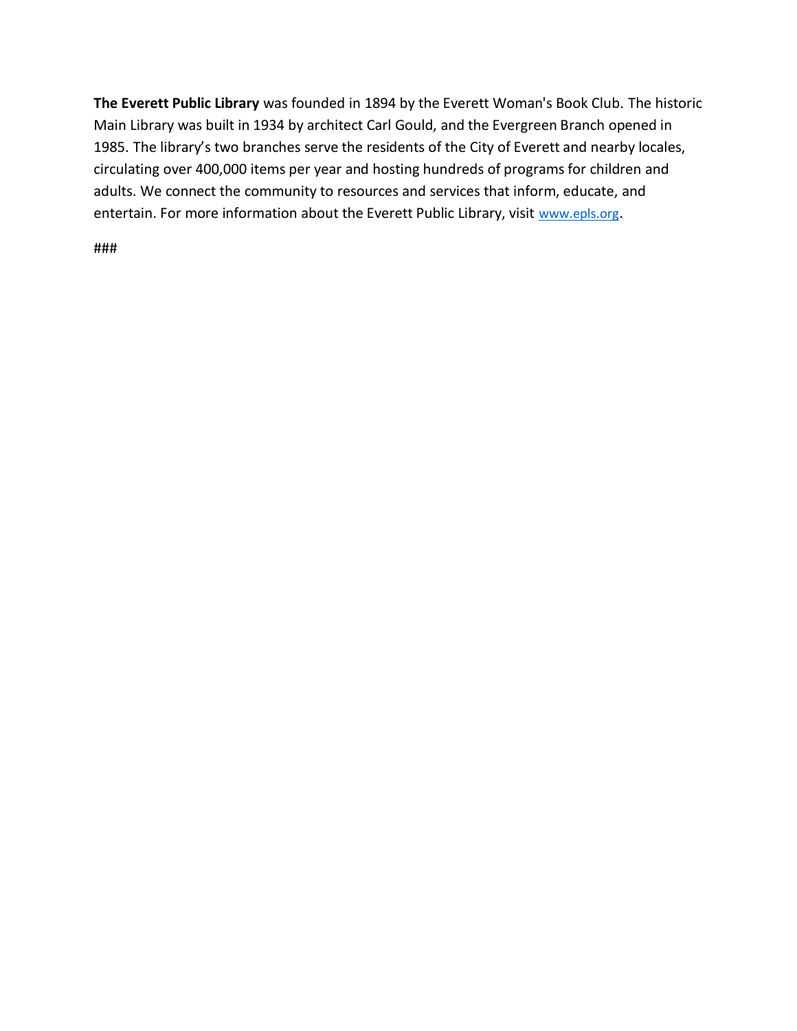**The Everett Public Library** was founded in 1894 by the Everett Woman's Book Club. The historic Main Library was built in 1934 by architect Carl Gould, and the Evergreen Branch opened in 1985. The library's two branches serve the residents of the City of Everett and nearby locales, circulating over 400,000 items per year and hosting hundreds of programs for children and adults. We connect the community to resources and services that inform, educate, and entertain. For more information about the Everett Public Library, visit www.epls.org.

###